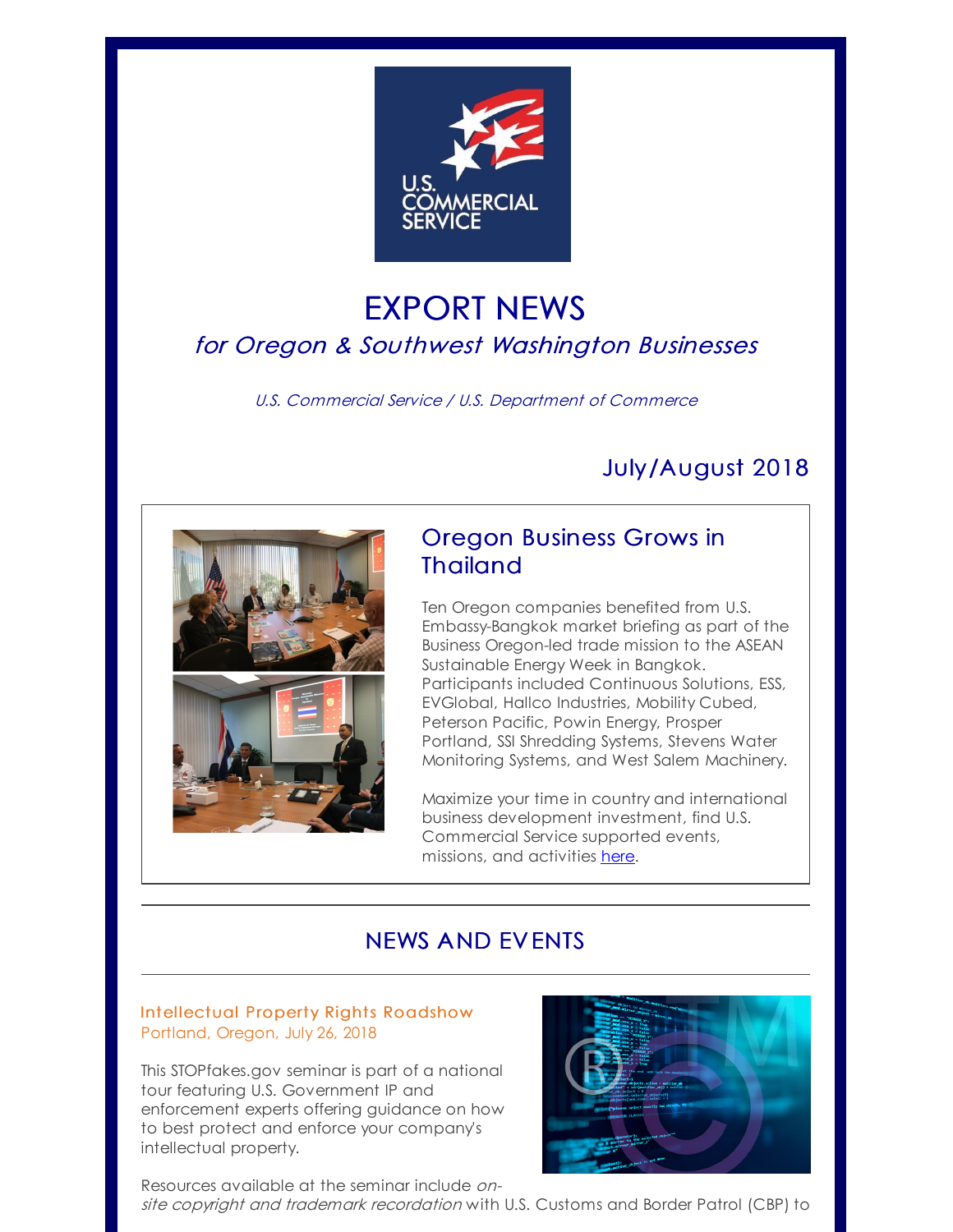# EXPORT NEWS

## *for Oregon & Southwest Washington Businesses*

*U.S. Commercial Service / U.S. Department of Commerce*

### July/August 2018

## Oregon Business Grows in Thailand

Ten Oregon companies benefited from U.S. Embassy-Bangkok market briefing as part of the Business Oregon-led trade mission to the ASEAN Sustainable Energy Week in Bangkok. Participants included Continuous Solutions, ESS, EVGlobal, Hallco Industries, Mobility Cubed, Peterson Pacific, Powin Energy, Prosper Portland, SSI Shredding Systems, Stevens Water Monitoring Systems, and West Salem Machinery.

Maximize your time in country and international business development investment, find U.S. Commercial Service supported events, missions, and activities here.

---

## NEWS AND EVENTS

---

### Intellectual Property Rights Roadshow

Portland, Oregon, July 26, 2018

This STOPfakes.gov seminar is part of a national tour featuring U.S. Government IP and enforcement experts offering guidance on how to best protect and enforce your company's intellectual property.

Resources available at the seminar include *on-site copyright and trademark recordation* with U.S. Customs and Border Patrol (CBP) to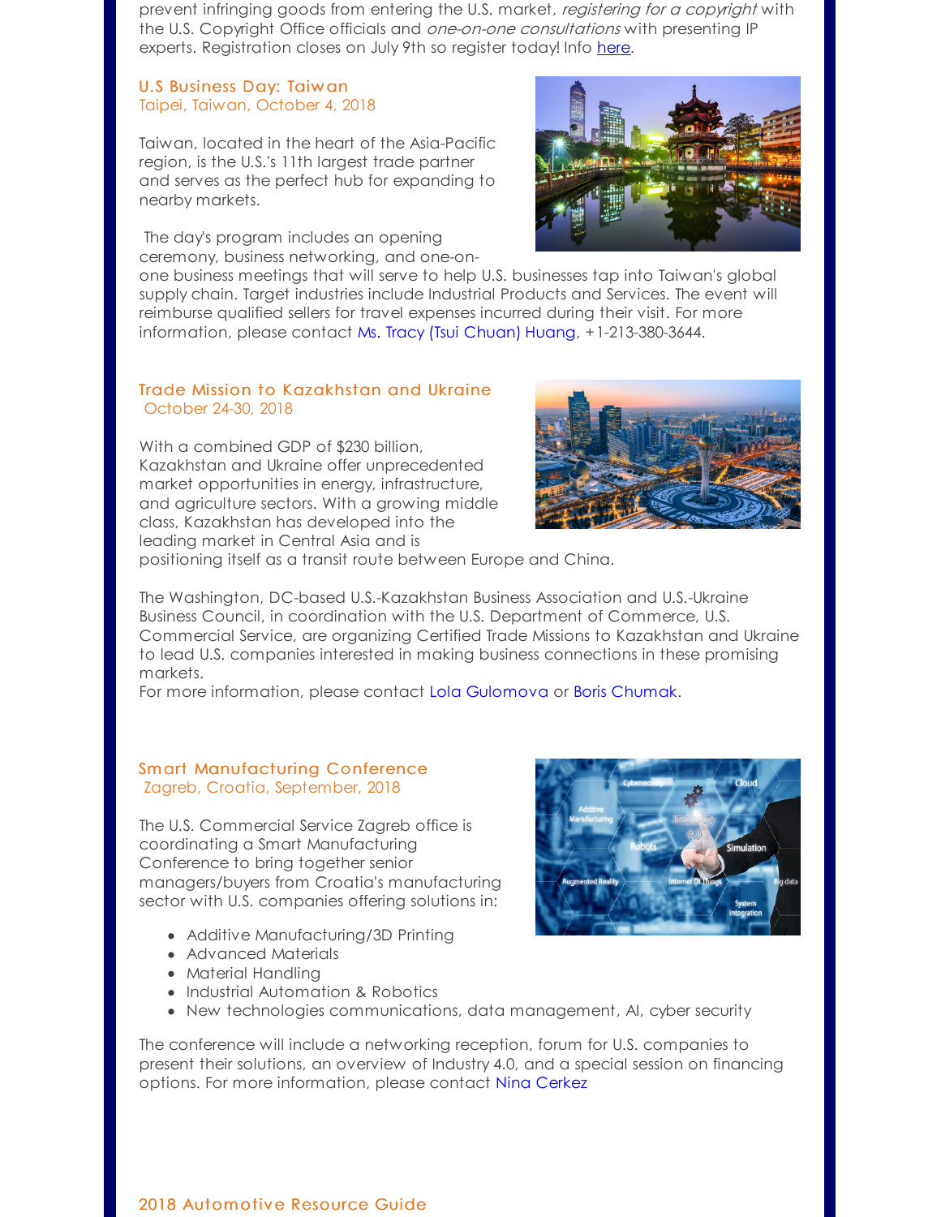prevent infringing goods from entering the U.S. market, *registering for a copyright* with the U.S. Copyright Office officials and *one-on-one consultations* with presenting IP experts. Registration closes on July 9th so register today! Info here.

### U.S Business Day: Taiwan
Taipei, Taiwan, October 4, 2018

Taiwan, located in the heart of the Asia-Pacific region, is the U.S.'s 11th largest trade partner and serves as the perfect hub for expanding to nearby markets.

The day's program includes an opening ceremony, business networking, and one-on-one business meetings that will serve to help U.S. businesses tap into Taiwan's global supply chain. Target industries include Industrial Products and Services. The event will reimburse qualified sellers for travel expenses incurred during their visit. For more information, please contact Ms. Tracy (Tsui Chuan) Huang, +1-213-380-3644.

### Trade Mission to Kazakhstan and Ukraine
October 24-30, 2018

With a combined GDP of $230 billion, Kazakhstan and Ukraine offer unprecedented market opportunities in energy, infrastructure, and agriculture sectors. With a growing middle class, Kazakhstan has developed into the leading market in Central Asia and is positioning itself as a transit route between Europe and China.

The Washington, DC-based U.S.-Kazakhstan Business Association and U.S.-Ukraine Business Council, in coordination with the U.S. Department of Commerce, U.S. Commercial Service, are organizing Certified Trade Missions to Kazakhstan and Ukraine to lead U.S. companies interested in making business connections in these promising markets.
For more information, please contact Lola Gulomova or Boris Chumak.

### Smart Manufacturing Conference
Zagreb, Croatia, September, 2018

The U.S. Commercial Service Zagreb office is coordinating a Smart Manufacturing Conference to bring together senior managers/buyers from Croatia's manufacturing sector with U.S. companies offering solutions in:

- Additive Manufacturing/3D Printing
- Advanced Materials
- Material Handling
- Industrial Automation & Robotics
- New technologies communications, data management, AI, cyber security

The conference will include a networking reception, forum for U.S. companies to present their solutions, an overview of Industry 4.0, and a special session on financing options. For more information, please contact Nina Cerkez

### 2018 Automotive Resource Guide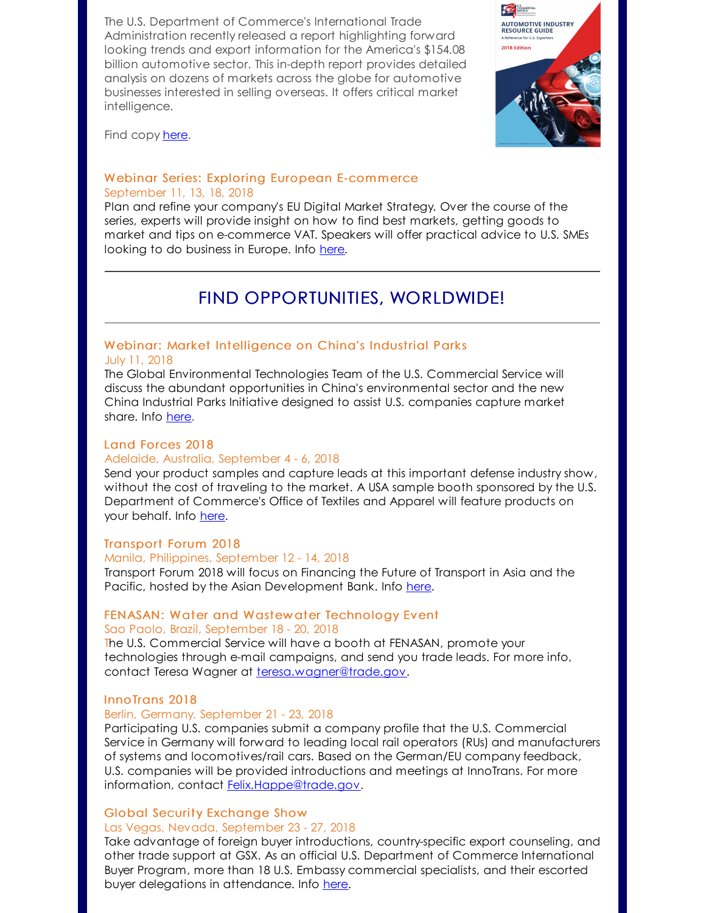The U.S. Department of Commerce's International Trade Administration recently released a report highlighting forward looking trends and export information for the America's $154.08 billion automotive sector. This in-depth report provides detailed analysis on dozens of markets across the globe for automotive businesses interested in selling overseas. It offers critical market intelligence.

Find copy here.

### Webinar Series: Exploring European E-commerce

September 11, 13, 18, 2018

Plan and refine your company's EU Digital Market Strategy. Over the course of the series, experts will provide insight on how to find best markets, getting goods to market and tips on e-commerce VAT. Speakers will offer practical advice to U.S. SMEs looking to do business in Europe. Info here.

---

## FIND OPPORTUNITIES, WORLDWIDE!

---

### Webinar: Market Intelligence on China's Industrial Parks

July 11, 2018

The Global Environmental Technologies Team of the U.S. Commercial Service will discuss the abundant opportunities in China's environmental sector and the new China Industrial Parks Initiative designed to assist U.S. companies capture market share. Info here.

### Land Forces 2018

Adelaide, Australia, September 4 - 6, 2018

Send your product samples and capture leads at this important defense industry show, without the cost of traveling to the market. A USA sample booth sponsored by the U.S. Department of Commerce's Office of Textiles and Apparel will feature products on your behalf. Info here.

### Transport Forum 2018

Manila, Philippines, September 12 - 14, 2018

Transport Forum 2018 will focus on Financing the Future of Transport in Asia and the Pacific, hosted by the Asian Development Bank. Info here.

### FENASAN: Water and Wastewater Technology Event

Sao Paolo, Brazil, September 18 - 20, 2018

The U.S. Commercial Service will have a booth at FENASAN, promote your technologies through e-mail campaigns, and send you trade leads. For more info, contact Teresa Wagner at teresa.wagner@trade.gov.

### InnoTrans 2018

Berlin, Germany, September 21 - 23, 2018

Participating U.S. companies submit a company profile that the U.S. Commercial Service in Germany will forward to leading local rail operators (RUs) and manufacturers of systems and locomotives/rail cars. Based on the German/EU company feedback, U.S. companies will be provided introductions and meetings at InnoTrans. For more information, contact Felix.Happe@trade.gov.

### Global Security Exchange Show

Las Vegas, Nevada, September 23 - 27, 2018

Take advantage of foreign buyer introductions, country-specific export counseling, and other trade support at GSX. As an official U.S. Department of Commerce International Buyer Program, more than 18 U.S. Embassy commercial specialists, and their escorted buyer delegations in attendance. Info here.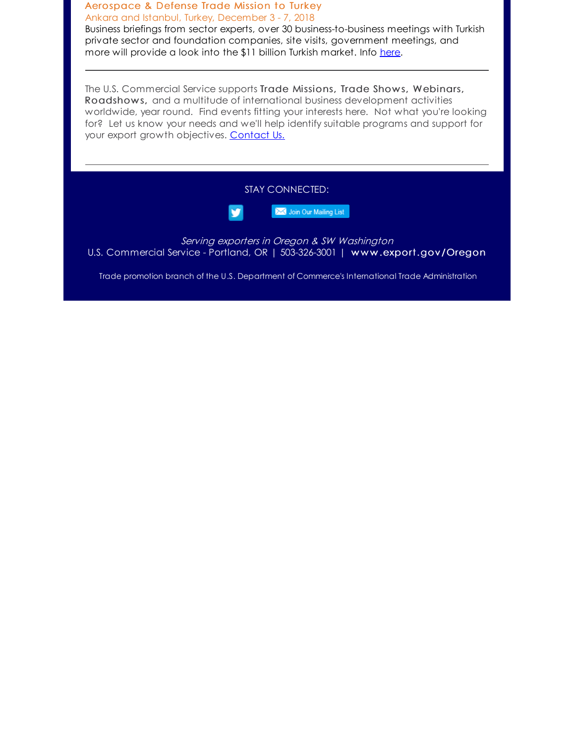### Aerospace & Defense Trade Mission to Turkey

Ankara and Istanbul, Turkey, December 3 - 7, 2018

Business briefings from sector experts, over 30 business-to-business meetings with Turkish private sector and foundation companies, site visits, government meetings, and more will provide a look into the $11 billion Turkish market. Info here.

---

The U.S. Commercial Service supports **Trade Missions, Trade Shows, Webinars, Roadshows,** and a multitude of international business development activities worldwide, year round.  Find events fitting your interests here.  Not what you're looking for?  Let us know your needs and we'll help identify suitable programs and support for your export growth objectives. Contact Us.

---

STAY CONNECTED:

Join Our Mailing List

*Serving exporters in Oregon & SW Washington*

U.S. Commercial Service - Portland, OR | 503-326-3001 | **www.export.gov/Oregon**

Trade promotion branch of the U.S. Department of Commerce's International Trade Administration